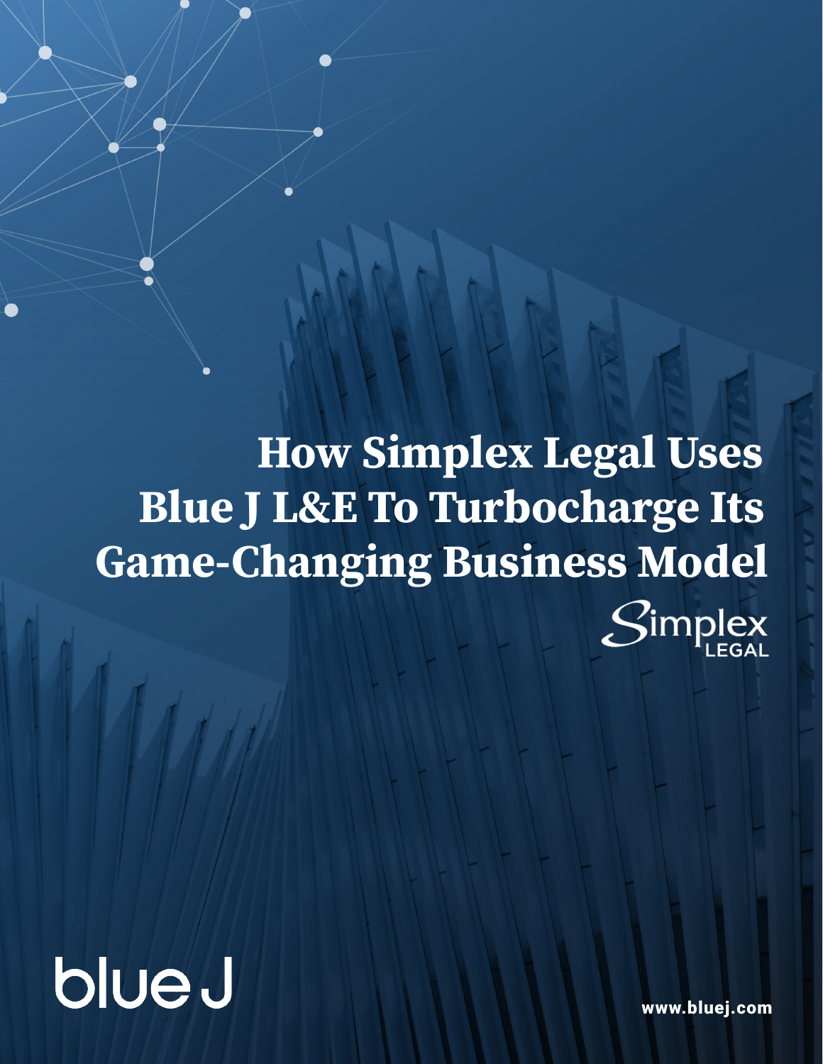# How Simplex Legal Uses Blue J L&E To Turbocharge Its Game-Changing Business Model

Simplex LEGAL

blue J

www.bluej.com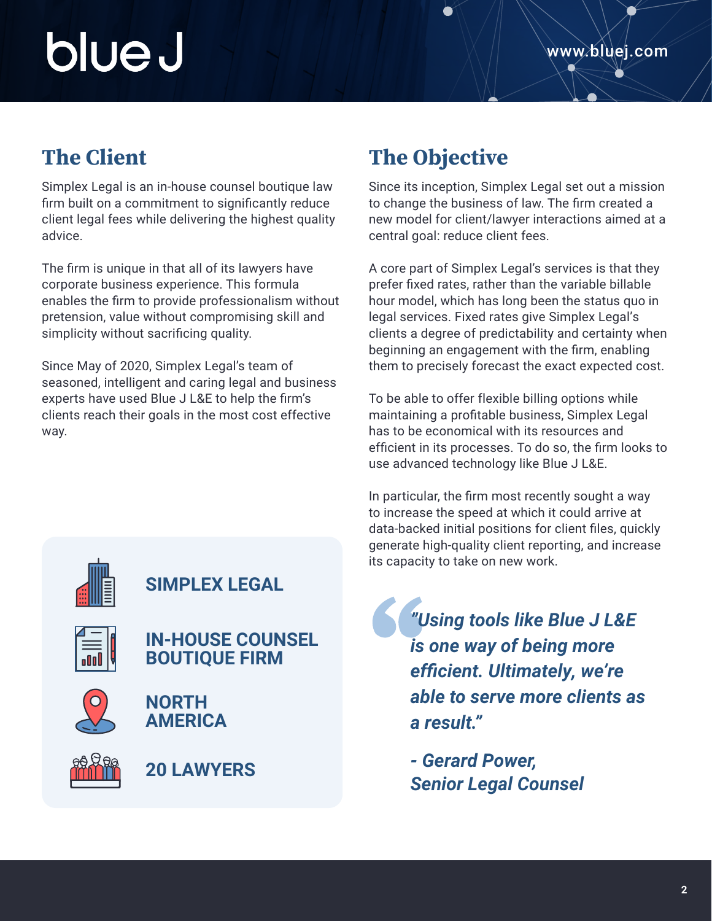## The Client

Simplex Legal is an in-house counsel boutique law firm built on a commitment to significantly reduce client legal fees while delivering the highest quality advice.

The firm is unique in that all of its lawyers have corporate business experience. This formula enables the firm to provide professionalism without pretension, value without compromising skill and simplicity without sacrificing quality.

Since May of 2020, Simplex Legal's team of seasoned, intelligent and caring legal and business experts have used Blue J L&E to help the firm's clients reach their goals in the most cost effective way.

**SIMPLEX LEGAL**

**IN-HOUSE COUNSEL BOUTIQUE FIRM**

**NORTH AMERICA**

**20 LAWYERS**

## The Objective

Since its inception, Simplex Legal set out a mission to change the business of law. The firm created a new model for client/lawyer interactions aimed at a central goal: reduce client fees.

A core part of Simplex Legal's services is that they prefer fixed rates, rather than the variable billable hour model, which has long been the status quo in legal services. Fixed rates give Simplex Legal's clients a degree of predictability and certainty when beginning an engagement with the firm, enabling them to precisely forecast the exact expected cost.

To be able to offer flexible billing options while maintaining a profitable business, Simplex Legal has to be economical with its resources and efficient in its processes. To do so, the firm looks to use advanced technology like Blue J L&E.

In particular, the firm most recently sought a way to increase the speed at which it could arrive at data-backed initial positions for client files, quickly generate high-quality client reporting, and increase its capacity to take on new work.

> ***"Using tools like Blue J L&E is one way of being more efficient. Ultimately, we're able to serve more clients as a result."***
>
> ***- Gerard Power, Senior Legal Counsel***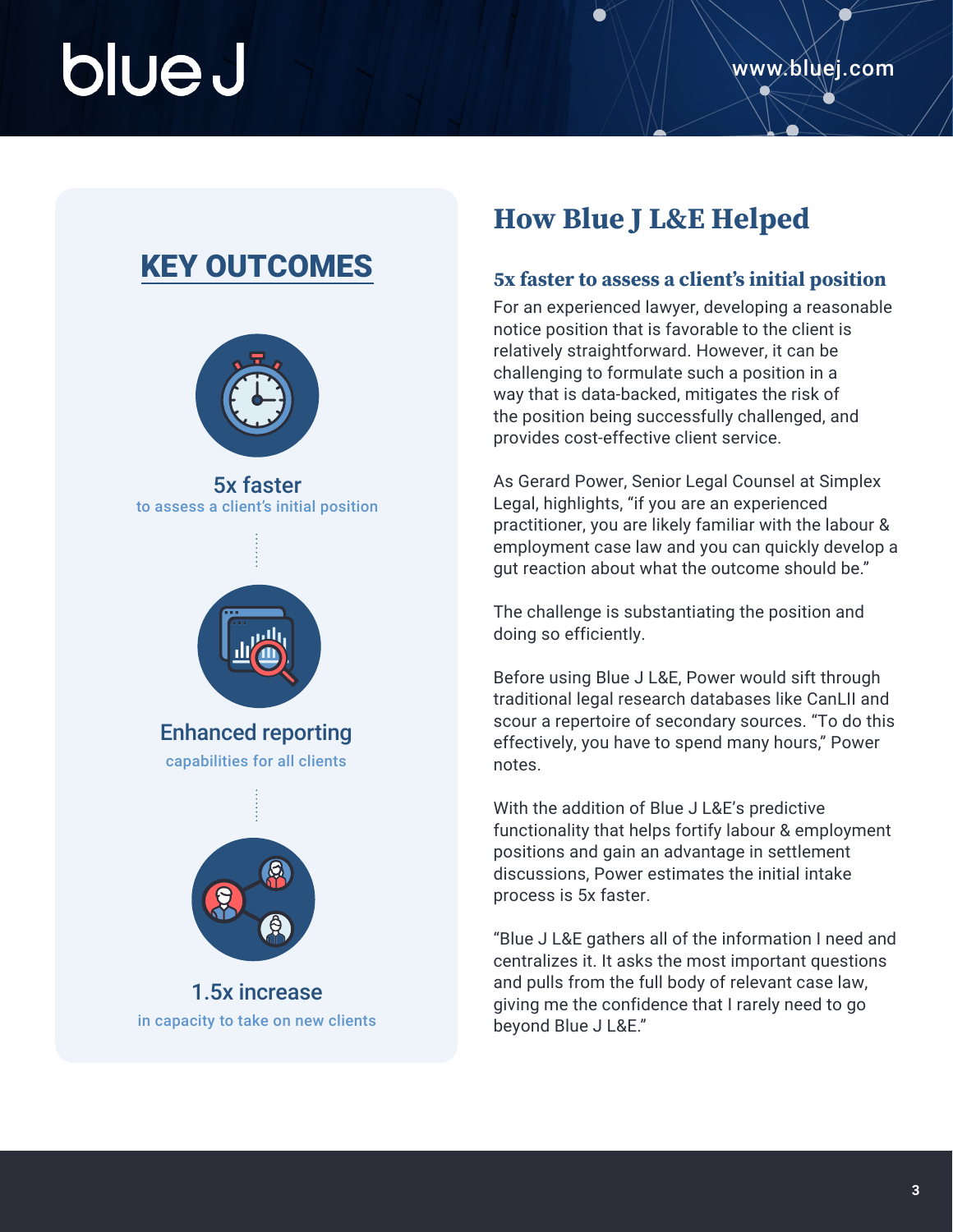## KEY OUTCOMES

**5x faster**
to assess a client's initial position

**Enhanced reporting**
capabilities for all clients

**1.5x increase**
in capacity to take on new clients

# How Blue J L&E Helped

### 5x faster to assess a client's initial position

For an experienced lawyer, developing a reasonable notice position that is favorable to the client is relatively straightforward. However, it can be challenging to formulate such a position in a way that is data-backed, mitigates the risk of the position being successfully challenged, and provides cost-effective client service.

As Gerard Power, Senior Legal Counsel at Simplex Legal, highlights, "if you are an experienced practitioner, you are likely familiar with the labour & employment case law and you can quickly develop a gut reaction about what the outcome should be."

The challenge is substantiating the position and doing so efficiently.

Before using Blue J L&E, Power would sift through traditional legal research databases like CanLII and scour a repertoire of secondary sources. "To do this effectively, you have to spend many hours," Power notes.

With the addition of Blue J L&E's predictive functionality that helps fortify labour & employment positions and gain an advantage in settlement discussions, Power estimates the initial intake process is 5x faster.

"Blue J L&E gathers all of the information I need and centralizes it. It asks the most important questions and pulls from the full body of relevant case law, giving me the confidence that I rarely need to go beyond Blue J L&E."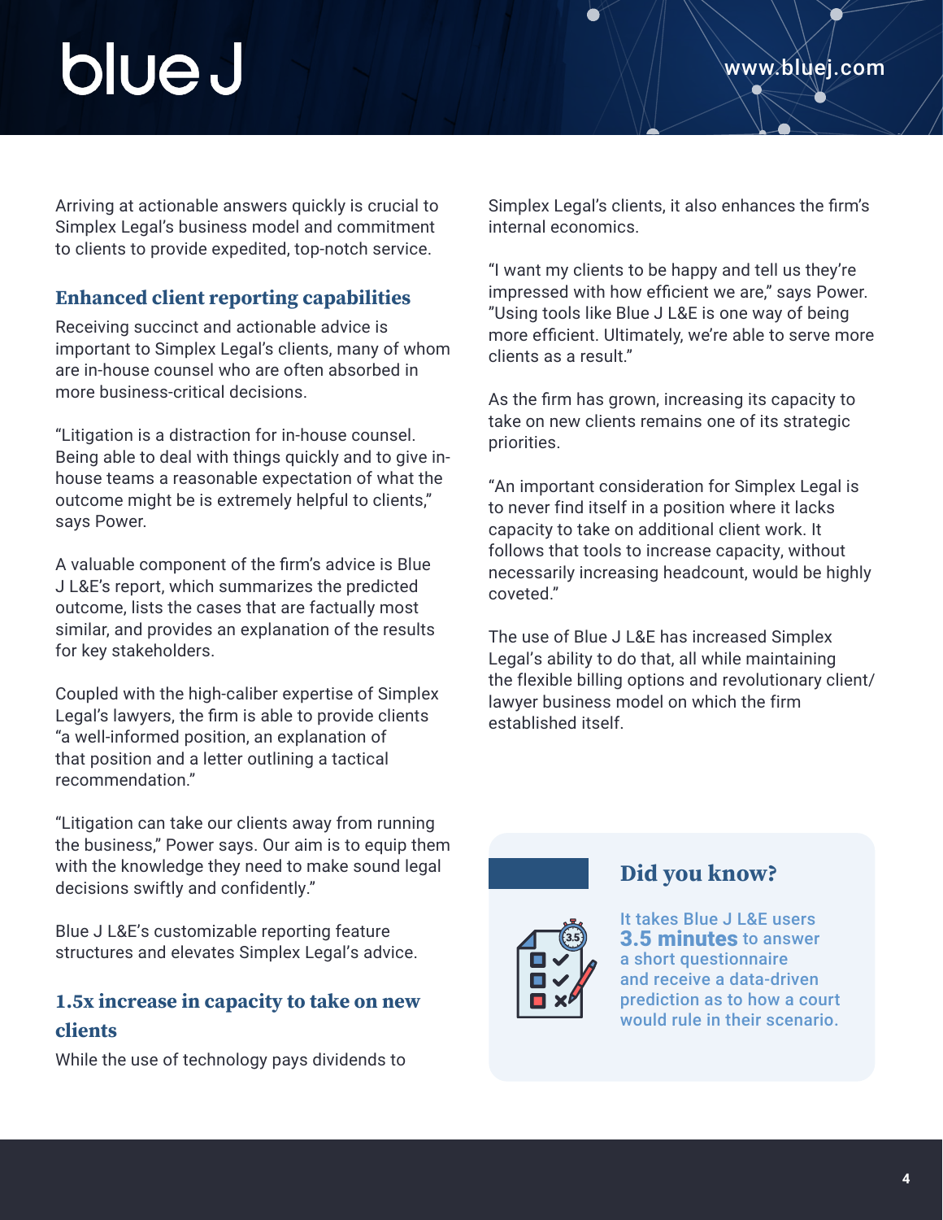Arriving at actionable answers quickly is crucial to Simplex Legal's business model and commitment to clients to provide expedited, top-notch service.

## Enhanced client reporting capabilities

Receiving succinct and actionable advice is important to Simplex Legal's clients, many of whom are in-house counsel who are often absorbed in more business-critical decisions.

"Litigation is a distraction for in-house counsel. Being able to deal with things quickly and to give in-house teams a reasonable expectation of what the outcome might be is extremely helpful to clients," says Power.

A valuable component of the firm's advice is Blue J L&E's report, which summarizes the predicted outcome, lists the cases that are factually most similar, and provides an explanation of the results for key stakeholders.

Coupled with the high-caliber expertise of Simplex Legal's lawyers, the firm is able to provide clients "a well-informed position, an explanation of that position and a letter outlining a tactical recommendation."

"Litigation can take our clients away from running the business," Power says. Our aim is to equip them with the knowledge they need to make sound legal decisions swiftly and confidently."

Blue J L&E's customizable reporting feature structures and elevates Simplex Legal's advice.

## 1.5x increase in capacity to take on new clients

While the use of technology pays dividends to Simplex Legal's clients, it also enhances the firm's internal economics.

"I want my clients to be happy and tell us they're impressed with how efficient we are," says Power. "Using tools like Blue J L&E is one way of being more efficient. Ultimately, we're able to serve more clients as a result."

As the firm has grown, increasing its capacity to take on new clients remains one of its strategic priorities.

"An important consideration for Simplex Legal is to never find itself in a position where it lacks capacity to take on additional client work. It follows that tools to increase capacity, without necessarily increasing headcount, would be highly coveted."

The use of Blue J L&E has increased Simplex Legal's ability to do that, all while maintaining the flexible billing options and revolutionary client/lawyer business model on which the firm established itself.

### Did you know?

It takes Blue J L&E users **3.5 minutes** to answer a short questionnaire and receive a data-driven prediction as to how a court would rule in their scenario.